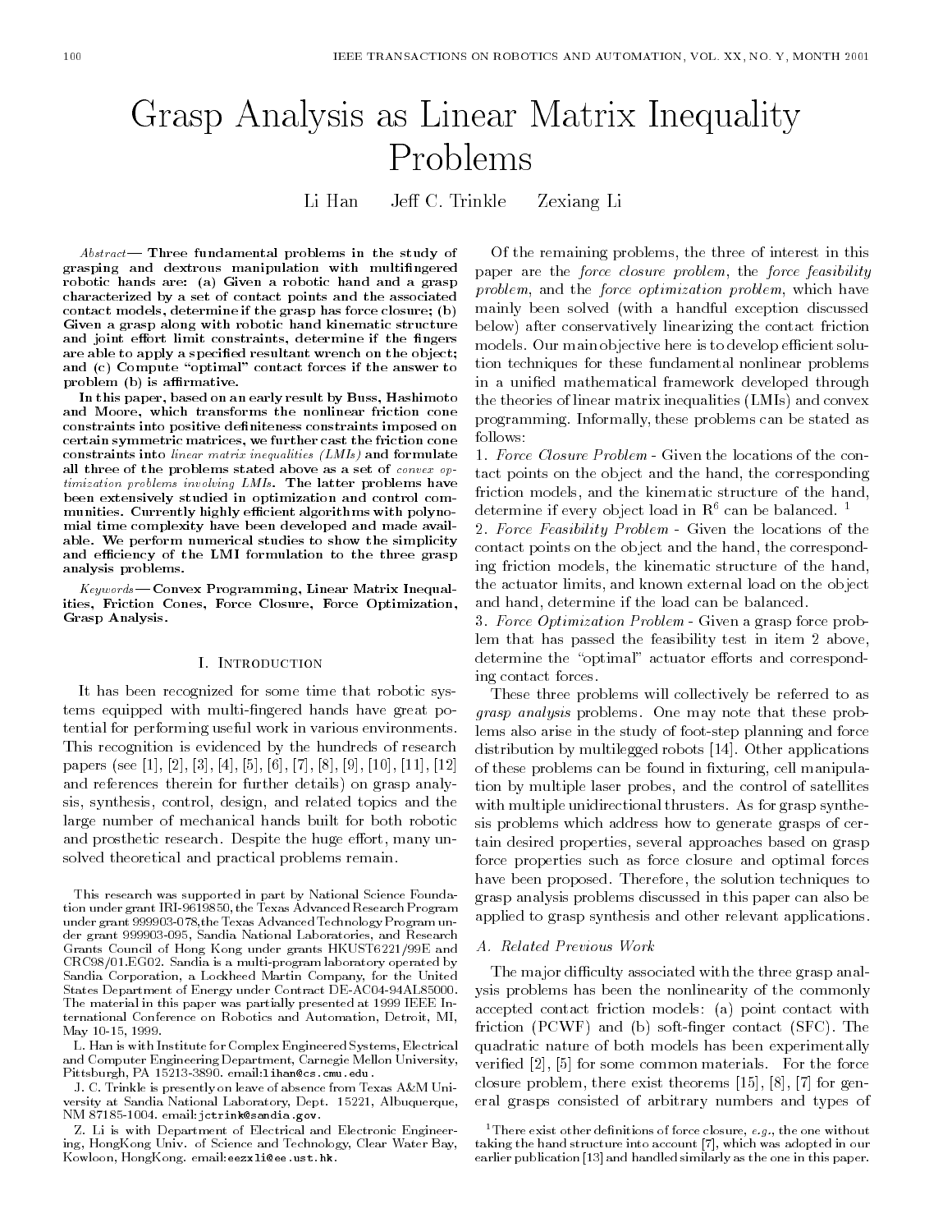# Grasp Analysis as Linear Matrix Inequality Problems

Li Han Jeff C. Trinkle Zexiang Li

*Abstract*— **Three fundamental problems in the study of grasping and dextrous manipulation with multifingered robotic hands are: (a) Given a robotic hand and a grasp characterized by a set of contact points and the associated contact models, determine if the grasp has force closure; (b) Given a grasp along with robotic hand kinematic structure and joint effort limit constraints, determine if the fingers are able to apply a specified resultant wrench on the object; and (c) Compute "optimal" contact forces if the answer to problem (b) is affirmative.**

**In this paper, based on an early result by Buss, Hashimoto and Moore, which transforms the nonlinear friction cone constraints into positive definiteness constraints imposed on certain symmetric matrices, we further cast the friction cone constraints into** *linear matrix inequalities (LMIs)* **and formulate all three of the problems stated above as a set of** *convex optimization problems involving LMIs.* **The latter problems have been extensively studied in optimization and control communities. Currently highly efficient algorithms with polynomial time complexity have been developed and made available. We perform numerical studies to show the simplicity and efficiency of the LMI formulation to the three grasp analysis problems.**

*Keywords*— **Convex Programming, Linear Matrix Inequalities, Friction Cones, Force Closure, Force Optimization, Grasp Analysis.**

## I. Introduction

It has been recognized for some time that robotic systems equipped with multi-fingered hands have great potential for performing useful work in various environments. This recognition is evidenced by the hundreds of research papers (see [1], [2], [3], [4], [5], [6], [7], [8], [9], [10], [11], [12] and references therein for further details) on grasp analysis, synthesis, control, design, and related topics and the large number of mechanical hands built for both robotic and prosthetic research. Despite the huge effort, many unsolved theoretical and practical problems remain.

Of the remaining problems, the three of interest in this paper are the *force closure problem*, the *force feasibility problem*, and the *force optimization problem*, which have mainly been solved (with a handful exception discussed below) after conservatively linearizing the contact friction models. Our main objective here is to develop efficient solution techniques for these fundamental nonlinear problems in a unified mathematical framework developed through the theories of linear matrix inequalities (LMIs) and convex programming. Informally, these problems can be stated as follows:

1. *Force Closure Problem* - Given the locations of the contact points on the object and the hand, the corresponding friction models, and the kinematic structure of the hand, determine if every object load in $R^6$ can be balanced. [1]
2. *Force Feasibility Problem* - Given the locations of the contact points on the object and the hand, the corresponding friction models, the kinematic structure of the hand, the actuator limits, and known external load on the object and hand, determine if the load can be balanced.
3. *Force Optimization Problem* - Given a grasp force problem that has passed the feasibility test in item 2 above, determine the "optimal" actuator efforts and corresponding contact forces.

These three problems will collectively be referred to as *grasp analysis* problems. One may note that these problems also arise in the study of foot-step planning and force distribution by multilegged robots [14]. Other applications of these problems can be found in fixturing, cell manipulation by multiple laser probes, and the control of satellites with multiple unidirectional thrusters. As for grasp synthesis problems which address how to generate grasps of certain desired properties, several approaches based on grasp force properties such as force closure and optimal forces have been proposed. Therefore, the solution techniques to grasp analysis problems discussed in this paper can also be applied to grasp synthesis and other relevant applications.

### A. Related Previous Work

The major difficulty associated with the three grasp analysis problems has been the nonlinearity of the commonly accepted contact friction models: (a) point contact with friction (PCWF) and (b) soft-finger contact (SFC). The quadratic nature of both models has been experimentally verified [2], [5] for some common materials. For the force closure problem, there exist theorems [15], [8], [7] for general grasps consisted of arbitrary numbers and types of

---

This research was supported in part by National Science Foundation under grant IRI-9619850, the Texas Advanced Research Program under grant 999903-078, the Texas Advanced Technology Program under grant 999903-095, Sandia National Laboratories, and Research Grants Council of Hong Kong under grants HKUST6221/99E and CRC98/01.EG02. Sandia is a multi-program laboratory operated by Sandia Corporation, a Lockheed Martin Company, for the United States Department of Energy under Contract DE-AC04-94AL85000. The material in this paper was partially presented at 1999 IEEE International Conference on Robotics and Automation, Detroit, MI, May 10-15, 1999.

L. Han is with Institute for Complex Engineered Systems, Electrical and Computer Engineering Department, Carnegie Mellon University, Pittsburgh, PA 15213-3890. email:lihan@cs.cmu.edu.

J. C. Trinkle is presently on leave of absence from Texas A&M University at Sandia National Laboratory, Dept. 15221, Albuquerque, NM 87185-1004. email:jctrink@sandia.gov.

Z. Li is with Department of Electrical and Electronic Engineering, HongKong Univ. of Science and Technology, Clear Water Bay, Kowloon, HongKong. email:eezxli@ee.ust.hk.

[1] There exist other definitions of force closure, *e.g.*, the one without taking the hand structure into account [7], which was adopted in our earlier publication [13] and handled similarly as the one in this paper.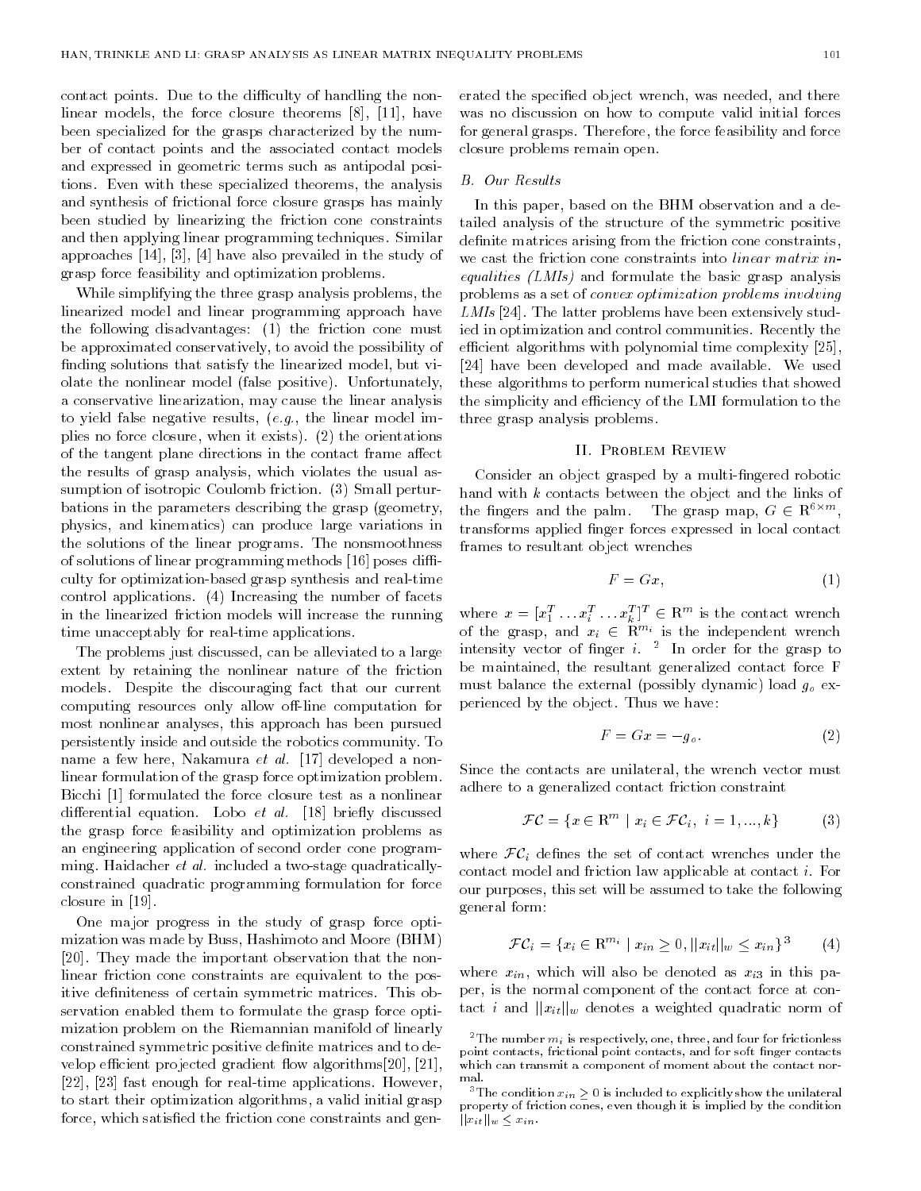contact points. Due to the difficulty of handling the nonlinear models, the force closure theorems [8], [11], have been specialized for the grasps characterized by the number of contact points and the associated contact models and expressed in geometric terms such as antipodal positions. Even with these specialized theorems, the analysis and synthesis of frictional force closure grasps has mainly been studied by linearizing the friction cone constraints and then applying linear programming techniques. Similar approaches [14], [3], [4] have also prevailed in the study of grasp force feasibility and optimization problems.

While simplifying the three grasp analysis problems, the linearized model and linear programming approach have the following disadvantages: (1) the friction cone must be approximated conservatively, to avoid the possibility of finding solutions that satisfy the linearized model, but violate the nonlinear model (false positive). Unfortunately, a conservative linearization, may cause the linear analysis to yield false negative results, (*e.g.*, the linear model implies no force closure, when it exists). (2) the orientations of the tangent plane directions in the contact frame affect the results of grasp analysis, which violates the usual assumption of isotropic Coulomb friction. (3) Small perturbations in the parameters describing the grasp (geometry, physics, and kinematics) can produce large variations in the solutions of the linear programs. The nonsmoothness of solutions of linear programming methods [16] poses difficulty for optimization-based grasp synthesis and real-time control applications. (4) Increasing the number of facets in the linearized friction models will increase the running time unacceptably for real-time applications.

The problems just discussed, can be alleviated to a large extent by retaining the nonlinear nature of the friction models. Despite the discouraging fact that our current computing resources only allow off-line computation for most nonlinear analyses, this approach has been pursued persistently inside and outside the robotics community. To name a few here, Nakamura *et al.* [17] developed a nonlinear formulation of the grasp force optimization problem. Bicchi [1] formulated the force closure test as a nonlinear differential equation. Lobo *et al.* [18] briefly discussed the grasp force feasibility and optimization problems as an engineering application of second order cone programming. Haidacher *et al.* included a two-stage quadratically-constrained quadratic programming formulation for force closure in [19].

One major progress in the study of grasp force optimization was made by Buss, Hashimoto and Moore (BHM) [20]. They made the important observation that the nonlinear friction cone constraints are equivalent to the positive definiteness of certain symmetric matrices. This observation enabled them to formulate the grasp force optimization problem on the Riemannian manifold of linearly constrained symmetric positive definite matrices and to develop efficient projected gradient flow algorithms[20], [21], [22], [23] fast enough for real-time applications. However, to start their optimization algorithms, a valid initial grasp force, which satisfied the friction cone constraints and generated the specified object wrench, was needed, and there was no discussion on how to compute valid initial forces for general grasps. Therefore, the force feasibility and force closure problems remain open.

### B. Our Results

In this paper, based on the BHM observation and a detailed analysis of the structure of the symmetric positive definite matrices arising from the friction cone constraints, we cast the friction cone constraints into *linear matrix inequalities (LMIs)* and formulate the basic grasp analysis problems as a set of *convex optimization problems involving LMIs* [24]. The latter problems have been extensively studied in optimization and control communities. Recently the efficient algorithms with polynomial time complexity [25], [24] have been developed and made available. We used these algorithms to perform numerical studies that showed the simplicity and efficiency of the LMI formulation to the three grasp analysis problems.

## II. Problem Review

Consider an object grasped by a multi-fingered robotic hand with $k$ contacts between the object and the links of the fingers and the palm. The grasp map, $G \in \mathrm{R}^{6\times m}$, transforms applied finger forces expressed in local contact frames to resultant object wrenches

$$F = Gx, \tag{1}$$

where $x = [x_1^T \dots x_i^T \dots x_k^T]^T \in \mathrm{R}^m$ is the contact wrench of the grasp, and $x_i \in \mathrm{R}^{m_i}$ is the independent wrench intensity vector of finger $i$. [2] In order for the grasp to be maintained, the resultant generalized contact force F must balance the external (possibly dynamic) load $g_o$ experienced by the object. Thus we have:

$$F = Gx = -g_o. \tag{2}$$

Since the contacts are unilateral, the wrench vector must adhere to a generalized contact friction constraint

$$\mathcal{FC} = \{x \in \mathrm{R}^m \mid x_i \in \mathcal{FC}_i,\ i = 1, \dots, k\} \tag{3}$$

where $\mathcal{FC}_i$ defines the set of contact wrenches under the contact model and friction law applicable at contact $i$. For our purposes, this set will be assumed to take the following general form:

$$\mathcal{FC}_i = \{x_i \in \mathrm{R}^{m_i} \mid x_{in} \geq 0, ||x_{it}||_w \leq x_{in}\}^3 \tag{4}$$

where $x_{in}$, which will also be denoted as $x_{i3}$ in this paper, is the normal component of the contact force at contact $i$ and $||x_{it}||_w$ denotes a weighted quadratic norm of

[2] The number $m_i$ is respectively, one, three, and four for frictionless point contacts, frictional point contacts, and for soft finger contacts which can transmit a component of moment about the contact normal.

[3] The condition $x_{in} \geq 0$ is included to explicitly show the unilateral property of friction cones, even though it is implied by the condition $||x_{it}||_w \leq x_{in}$.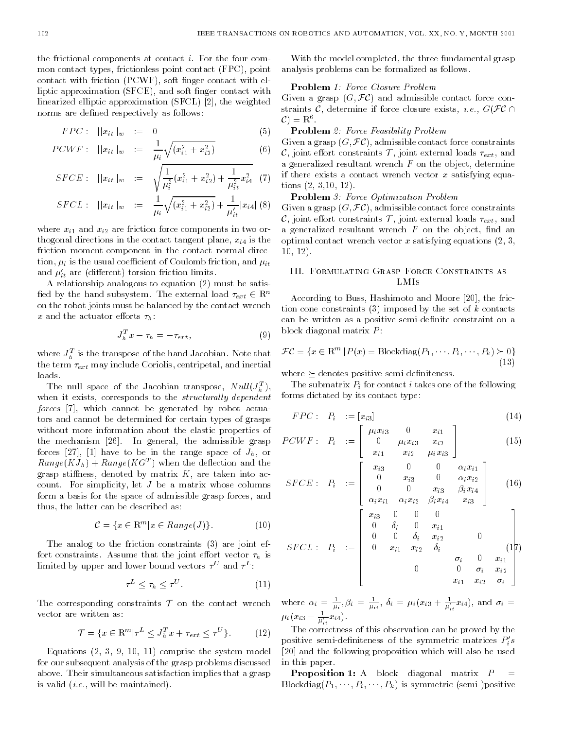the frictional components at contact $i$. For the four common contact types, frictionless point contact (FPC), point contact with friction (PCWF), soft finger contact with elliptic approximation (SFCE), and soft finger contact with linearized elliptic approximation (SFCL) [2], the weighted norms are defined respectively as follows:

$$FPC: \quad ||x_{it}||_w := 0 \tag{5}$$

$$PCWF: \quad ||x_{it}||_w := \frac{1}{\mu_i}\sqrt{(x_{i1}^2 + x_{i2}^2)} \tag{6}$$

$$SFCE: \quad ||x_{it}||_w := \sqrt{\frac{1}{\mu_i^2}(x_{i1}^2 + x_{i2}^2) + \frac{1}{\mu_{it}^2}x_{i4}^2} \tag{7}$$

$$SFCL: \quad ||x_{it}||_w := \frac{1}{\mu_i}\sqrt{(x_{i1}^2 + x_{i2}^2)} + \frac{1}{\mu_{it}'}|x_{i4}| \tag{8}$$

where $x_{i1}$ and $x_{i2}$ are friction force components in two orthogonal directions in the contact tangent plane, $x_{i4}$ is the friction moment component in the contact normal direction, $\mu_i$ is the usual coefficient of Coulomb friction, and $\mu_{it}$ and $\mu_{it}'$ are (different) torsion friction limits.

A relationship analogous to equation (2) must be satisfied by the hand subsystem. The external load $\tau_{ext} \in \mathrm{R}^n$ on the robot joints must be balanced by the contact wrench $x$ and the actuator efforts $\tau_h$:

$$J_h^T x - \tau_h = -\tau_{ext}, \tag{9}$$

where $J_h^T$ is the transpose of the hand Jacobian. Note that the term $\tau_{ext}$ may include Coriolis, centripetal, and inertial loads.

The null space of the Jacobian transpose, $Null(J_h^T)$, when it exists, corresponds to the *structurally dependent forces* [7], which cannot be generated by robot actuators and cannot be determined for certain types of grasps without more information about the elastic properties of the mechanism [26]. In general, the admissible grasp forces [27], [1] have to be in the range space of $J_h$, or $Range(KJ_h) + Range(KG^T)$ when the deflection and the grasp stiffness, denoted by matrix $K$, are taken into account. For simplicity, let $J$ be a matrix whose columns form a basis for the space of admissible grasp forces, and thus, the latter can be described as:

$$\mathcal{C} = \{x \in \mathrm{R}^m | x \in Range(J)\}. \tag{10}$$

The analog to the friction constraints (3) are joint effort constraints. Assume that the joint effort vector $\tau_h$ is limited by upper and lower bound vectors $\tau^U$ and $\tau^L$:

$$\tau^L \le \tau_h \le \tau^U. \tag{11}$$

The corresponding constraints $\mathcal{T}$ on the contact wrench vector are written as:

$$\mathcal{T} = \{x \in \mathrm{R}^m | \tau^L \le J_h^T x + \tau_{ext} \le \tau^U\}. \tag{12}$$

Equations (2, 3, 9, 10, 11) comprise the system model for our subsequent analysis of the grasp problems discussed above. Their simultaneous satisfaction implies that a grasp is valid (*i.e.*, will be maintained).

With the model completed, the three fundamental grasp analysis problems can be formalized as follows.

**Problem** *1: Force Closure Problem*
Given a grasp $(G, \mathcal{FC})$ and admissible contact force constraints $\mathcal{C}$, determine if force closure exists, *i.e.*, $G(\mathcal{FC} \cap \mathcal{C}) = \mathrm{R}^6$.

**Problem** *2: Force Feasibility Problem*
Given a grasp $(G, \mathcal{FC})$, admissible contact force constraints $\mathcal{C}$, joint effort constraints $\mathcal{T}$, joint external loads $\tau_{ext}$, and a generalized resultant wrench $F$ on the object, determine if there exists a contact wrench vector $x$ satisfying equations (2, 3,10, 12).

**Problem** *3: Force Optimization Problem*
Given a grasp $(G, \mathcal{FC})$, admissible contact force constraints $\mathcal{C}$, joint effort constraints $\mathcal{T}$, joint external loads $\tau_{ext}$, and a generalized resultant wrench $F$ on the object, find an optimal contact wrench vector $x$ satisfying equations (2, 3, 10, 12).

## III. Formulating Grasp Force Constraints as LMIs

According to Buss, Hashimoto and Moore [20], the friction cone constraints (3) imposed by the set of $k$ contacts can be written as a positive semi-definite constraint on a block diagonal matrix $P$:

$$\mathcal{FC} = \{x \in \mathrm{R}^m \,|\, P(x) = \mathrm{Blockdiag}(P_1, \cdots, P_i, \cdots, P_k) \succeq 0\} \tag{13}$$

where $\succeq$ denotes positive semi-definiteness.

The submatrix $P_i$ for contact $i$ takes one of the following forms dictated by its contact type:

$$FPC: \quad P_i := [x_{i3}] \tag{14}$$

$$PCWF: \quad P_i := \begin{bmatrix} \mu_i x_{i3} & 0 & x_{i1} \\ 0 & \mu_i x_{i3} & x_{i2} \\ x_{i1} & x_{i2} & \mu_i x_{i3} \end{bmatrix} \tag{15}$$

$$SFCE: \quad P_i := \begin{bmatrix} x_{i3} & 0 & 0 & \alpha_i x_{i1} \\ 0 & x_{i3} & 0 & \alpha_i x_{i2} \\ 0 & 0 & x_{i3} & \beta_i x_{i4} \\ \alpha_i x_{i1} & \alpha_i x_{i2} & \beta_i x_{i4} & x_{i3} \end{bmatrix} \tag{16}$$

$$SFCL: \quad P_i := \begin{bmatrix} x_{i3} & 0 & 0 & 0 & & & \\ 0 & \delta_i & 0 & x_{i1} & & & \\ 0 & 0 & \delta_i & x_{i2} & & 0 & \\ 0 & x_{i1} & x_{i2} & \delta_i & & & \\ & & & & \sigma_i & 0 & x_{i1} \\ & & 0 & & 0 & \sigma_i & x_{i2} \\ & & & & x_{i1} & x_{i2} & \sigma_i \end{bmatrix} \tag{17}$$

where $\alpha_i = \frac{1}{\mu_i}, \beta_i = \frac{1}{\mu_{it}}$, $\delta_i = \mu_i(x_{i3} + \frac{1}{\mu_{it}'}x_{i4})$, and $\sigma_i = \mu_i(x_{i3} - \frac{1}{\mu_{it}'}x_{i4})$.

The correctness of this observation can be proved by the positive semi-definiteness of the symmetric matrices $P_i's$ [20] and the following proposition which will also be used in this paper.

**Proposition 1:** A block diagonal matrix $P = \mathrm{Blockdiag}(P_1, \cdots, P_i, \cdots, P_k)$ is symmetric (semi-)positive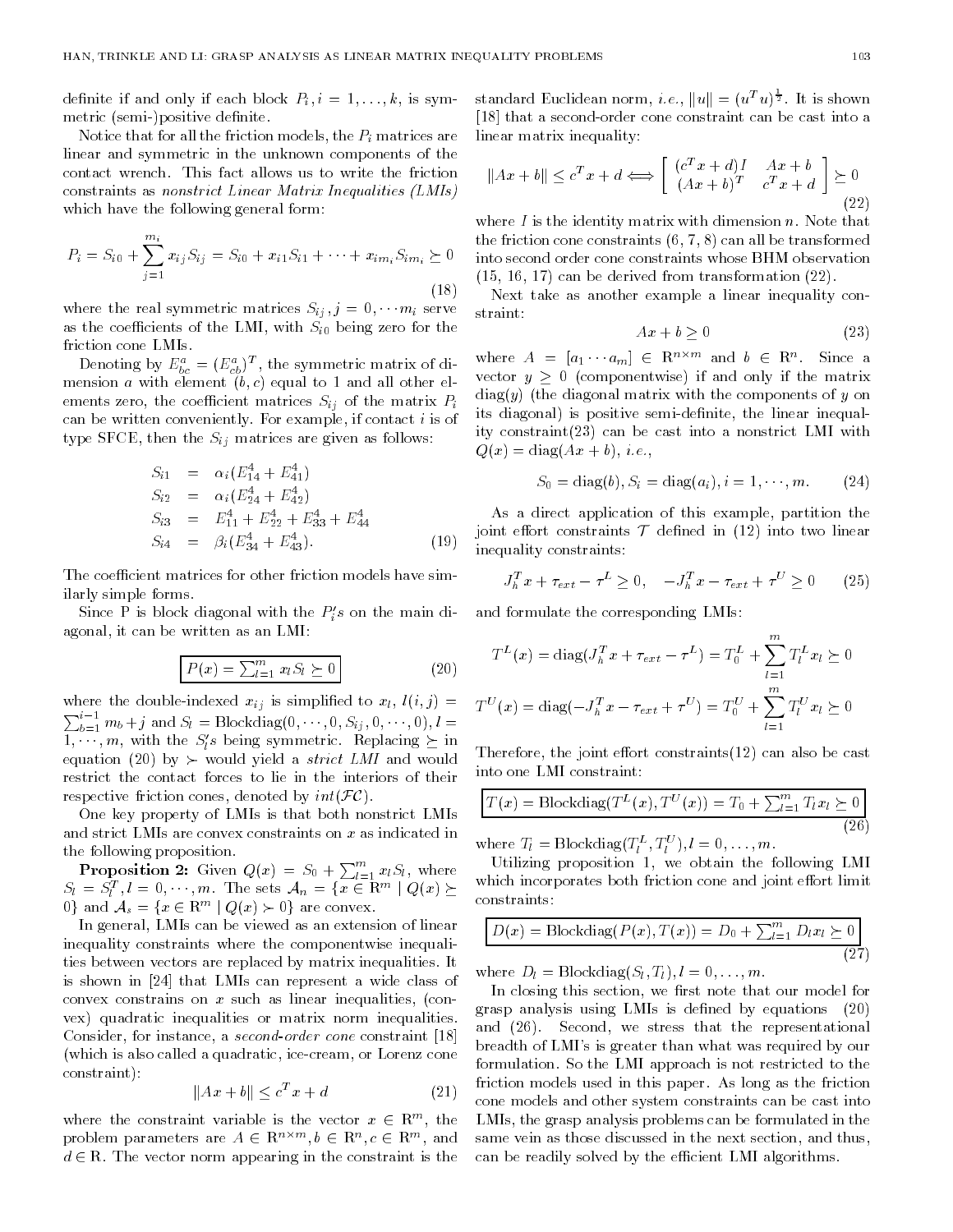definite if and only if each block $P_i, i = 1, \ldots, k$, is symmetric (semi-)positive definite.

Notice that for all the friction models, the $P_i$ matrices are linear and symmetric in the unknown components of the contact wrench. This fact allows us to write the friction constraints as *nonstrict Linear Matrix Inequalities (LMIs)* which have the following general form:

$$P_i = S_{i0} + \sum_{j=1}^{m_i} x_{ij} S_{ij} = S_{i0} + x_{i1} S_{i1} + \cdots + x_{im_i} S_{im_i} \succeq 0 \tag{18}$$

where the real symmetric matrices $S_{ij}, j = 0, \cdots m_i$ serve as the coefficients of the LMI, with $S_{i0}$ being zero for the friction cone LMIs.

Denoting by $E_{bc}^a = (E_{cb}^a)^T$, the symmetric matrix of dimension $a$ with element $(b, c)$ equal to 1 and all other elements zero, the coefficient matrices $S_{ij}$ of the matrix $P_i$ can be written conveniently. For example, if contact $i$ is of type SFCE, then the $S_{ij}$ matrices are given as follows:

$$\begin{aligned}
S_{i1} &= \alpha_i (E_{14}^4 + E_{41}^4) \\
S_{i2} &= \alpha_i (E_{24}^4 + E_{42}^4) \\
S_{i3} &= E_{11}^4 + E_{22}^4 + E_{33}^4 + E_{44}^4 \\
S_{i4} &= \beta_i (E_{34}^4 + E_{43}^4).
\end{aligned} \tag{19}$$

The coefficient matrices for other friction models have similarly simple forms.

Since P is block diagonal with the $P_i'$s on the main diagonal, it can be written as an LMI:

$$\boxed{P(x) = \sum_{l=1}^{m} x_l S_l \succeq 0} \tag{20}$$

where the double-indexed $x_{ij}$ is simplified to $x_l$, $l(i,j) = \sum_{b=1}^{i-1} m_b + j$ and $S_l = \text{Blockdiag}(0, \cdots, 0, S_{ij}, 0, \cdots, 0), l = 1, \cdots, m$, with the $S_l'$s being symmetric. Replacing $\succeq$ in equation (20) by $\succ$ would yield a *strict LMI* and would restrict the contact forces to lie in the interiors of their respective friction cones, denoted by $int(\mathcal{FC})$.

One key property of LMIs is that both nonstrict LMIs and strict LMIs are convex constraints on $x$ as indicated in the following proposition.

**Proposition 2:** Given $Q(x) = S_0 + \sum_{l=1}^{m} x_l S_l$, where $S_l = S_l^T, l = 0, \cdots, m$. The sets $\mathcal{A}_n = \{x \in \mathbb{R}^m \mid Q(x) \succeq 0\}$ and $\mathcal{A}_s = \{x \in \mathbb{R}^m \mid Q(x) \succ 0\}$ are convex.

In general, LMIs can be viewed as an extension of linear inequality constraints where the componentwise inequalities between vectors are replaced by matrix inequalities. It is shown in [24] that LMIs can represent a wide class of convex constrains on $x$ such as linear inequalities, (convex) quadratic inequalities or matrix norm inequalities. Consider, for instance, a *second-order cone* constraint [18] (which is also called a quadratic, ice-cream, or Lorenz cone constraint):

$$\|Ax + b\| \leq c^T x + d \tag{21}$$

where the constraint variable is the vector $x \in \mathbb{R}^m$, the problem parameters are $A \in \mathbb{R}^{n \times m}, b \in \mathbb{R}^n, c \in \mathbb{R}^m$, and $d \in \mathbb{R}$. The vector norm appearing in the constraint is the standard Euclidean norm, *i.e.*, $\|u\| = (u^T u)^{\frac{1}{2}}$. It is shown [18] that a second-order cone constraint can be cast into a linear matrix inequality:

$$\|Ax + b\| \leq c^T x + d \Longleftrightarrow \begin{bmatrix} (c^T x + d) I & Ax + b \\ (Ax + b)^T & c^T x + d \end{bmatrix} \succeq 0 \tag{22}$$

where $I$ is the identity matrix with dimension $n$. Note that the friction cone constraints (6, 7, 8) can all be transformed into second order cone constraints whose BHM observation (15, 16, 17) can be derived from transformation (22).

Next take as another example a linear inequality constraint:

$$Ax + b \geq 0 \tag{23}$$

where $A = [a_1 \cdots a_m] \in \mathbb{R}^{n \times m}$ and $b \in \mathbb{R}^n$. Since a vector $y \geq 0$ (componentwise) if and only if the matrix $\text{diag}(y)$ (the diagonal matrix with the components of $y$ on its diagonal) is positive semi-definite, the linear inequality constraint(23) can be cast into a nonstrict LMI with $Q(x) = \text{diag}(Ax + b)$, *i.e.*,

$$S_0 = \text{diag}(b), S_i = \text{diag}(a_i), i = 1, \cdots, m. \tag{24}$$

As a direct application of this example, partition the joint effort constraints $\mathcal{T}$ defined in (12) into two linear inequality constraints:

$$J_h^T x + \tau_{ext} - \tau^L \geq 0, \quad -J_h^T x - \tau_{ext} + \tau^U \geq 0 \tag{25}$$

and formulate the corresponding LMIs:

$$T^L(x) = \text{diag}(J_h^T x + \tau_{ext} - \tau^L) = T_0^L + \sum_{l=1}^{m} T_l^L x_l \succeq 0$$

$$T^U(x) = \text{diag}(-J_h^T x - \tau_{ext} + \tau^U) = T_0^U + \sum_{l=1}^{m} T_l^U x_l \succeq 0$$

Therefore, the joint effort constraints(12) can also be cast into one LMI constraint:

$$\boxed{T(x) = \text{Blockdiag}(T^L(x), T^U(x)) = T_0 + \sum_{l=1}^{m} T_l x_l \succeq 0} \tag{26}$$

where $T_l = \text{Blockdiag}(T_l^L, T_l^U), l = 0, \ldots, m$.

Utilizing proposition 1, we obtain the following LMI which incorporates both friction cone and joint effort limit constraints:

$$\boxed{D(x) = \text{Blockdiag}(P(x), T(x)) = D_0 + \sum_{l=1}^{m} D_l x_l \succeq 0} \tag{27}$$

where $D_l = \text{Blockdiag}(S_l, T_l), l = 0, \ldots, m$.

In closing this section, we first note that our model for grasp analysis using LMIs is defined by equations (20) and (26). Second, we stress that the representational breadth of LMI's is greater than what was required by our formulation. So the LMI approach is not restricted to the friction models used in this paper. As long as the friction cone models and other system constraints can be cast into LMIs, the grasp analysis problems can be formulated in the same vein as those discussed in the next section, and thus, can be readily solved by the efficient LMI algorithms.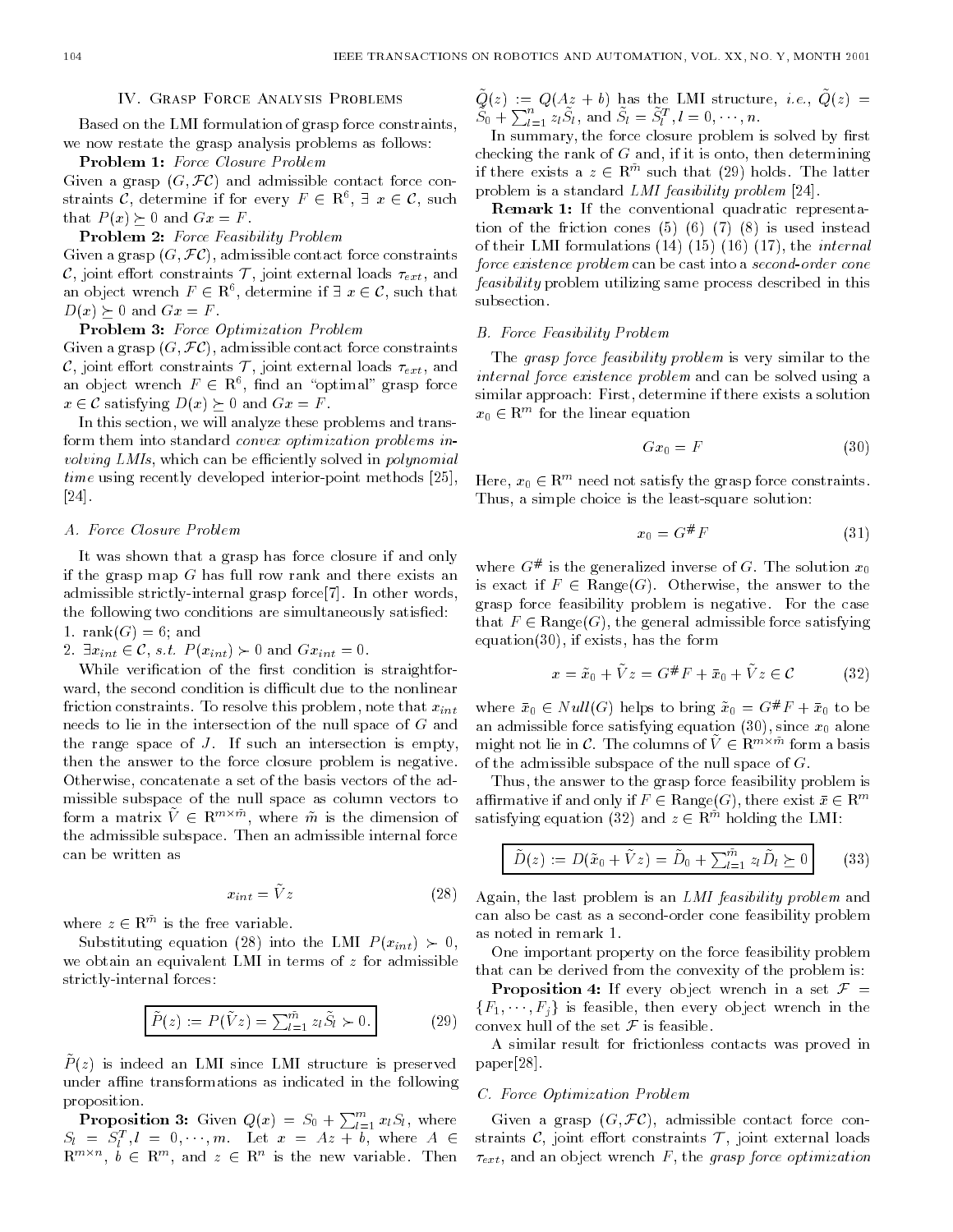## IV. Grasp Force Analysis Problems

Based on the LMI formulation of grasp force constraints, we now restate the grasp analysis problems as follows:

**Problem 1:** *Force Closure Problem*
Given a grasp $(G, \mathcal{FC})$ and admissible contact force constraints $\mathcal{C}$, determine if for every $F \in \mathrm{R}^6$, $\exists\ x \in \mathcal{C}$, such that $P(x) \succeq 0$ and $Gx = F$.

**Problem 2:** *Force Feasibility Problem*
Given a grasp $(G, \mathcal{FC})$, admissible contact force constraints $\mathcal{C}$, joint effort constraints $\mathcal{T}$, joint external loads $\tau_{ext}$, and an object wrench $F \in \mathrm{R}^6$, determine if $\exists\ x \in \mathcal{C}$, such that $D(x) \succeq 0$ and $Gx = F$.

**Problem 3:** *Force Optimization Problem*
Given a grasp $(G, \mathcal{FC})$, admissible contact force constraints $\mathcal{C}$, joint effort constraints $\mathcal{T}$, joint external loads $\tau_{ext}$, and an object wrench $F \in \mathrm{R}^6$, find an "optimal" grasp force $x \in \mathcal{C}$ satisfying $D(x) \succeq 0$ and $Gx = F$.

In this section, we will analyze these problems and transform them into standard *convex optimization problems involving LMIs*, which can be efficiently solved in *polynomial time* using recently developed interior-point methods [25], [24].

### A. Force Closure Problem

It was shown that a grasp has force closure if and only if the grasp map $G$ has full row rank and there exists an admissible strictly-internal grasp force[7]. In other words, the following two conditions are simultaneously satisfied:

1. $\mathrm{rank}(G) = 6$; and
2. $\exists x_{int} \in \mathcal{C}$, *s.t.* $P(x_{int}) \succ 0$ and $Gx_{int} = 0$.

While verification of the first condition is straightforward, the second condition is difficult due to the nonlinear friction constraints. To resolve this problem, note that $x_{int}$ needs to lie in the intersection of the null space of $G$ and the range space of $J$. If such an intersection is empty, then the answer to the force closure problem is negative. Otherwise, concatenate a set of the basis vectors of the admissible subspace of the null space as column vectors to form a matrix $\tilde{V} \in \mathrm{R}^{m \times \tilde{m}}$, where $\tilde{m}$ is the dimension of the admissible subspace. Then an admissible internal force can be written as

$$x_{int} = \tilde{V} z \tag{28}$$

where $z \in \mathrm{R}^{\tilde{m}}$ is the free variable.

Substituting equation (28) into the LMI $P(x_{int}) \succ 0$, we obtain an equivalent LMI in terms of $z$ for admissible strictly-internal forces:

$$\boxed{\tilde{P}(z) := P(\tilde{V}z) = \textstyle\sum_{l=1}^{\tilde{m}} z_l \tilde{S}_l \succ 0.} \tag{29}$$

$\tilde{P}(z)$ is indeed an LMI since LMI structure is preserved under affine transformations as indicated in the following proposition.

**Proposition 3:** Given $Q(x) = S_0 + \sum_{l=1}^{m} x_l S_l$, where $S_l = S_l^T, l = 0, \cdots, m$. Let $x = Az + b$, where $A \in \mathrm{R}^{m \times n}$, $b \in \mathrm{R}^m$, and $z \in \mathrm{R}^n$ is the new variable. Then $\tilde{Q}(z) := Q(Az + b)$ has the LMI structure, *i.e.*, $\tilde{Q}(z) = \tilde{S}_0 + \sum_{l=1}^{n} z_l \tilde{S}_l$, and $\tilde{S}_l = \tilde{S}_l^T, l = 0, \cdots, n$.

In summary, the force closure problem is solved by first checking the rank of $G$ and, if it is onto, then determining if there exists a $z \in \mathrm{R}^{\tilde{m}}$ such that (29) holds. The latter problem is a standard *LMI feasibility problem* [24].

**Remark 1:** If the conventional quadratic representation of the friction cones (5) (6) (7) (8) is used instead of their LMI formulations (14) (15) (16) (17), the *internal force existence problem* can be cast into a *second-order cone feasibility* problem utilizing same process described in this subsection.

### B. Force Feasibility Problem

The *grasp force feasibility problem* is very similar to the *internal force existence problem* and can be solved using a similar approach: First, determine if there exists a solution $x_0 \in \mathrm{R}^m$ for the linear equation

$$Gx_0 = F \tag{30}$$

Here, $x_0 \in \mathrm{R}^m$ need not satisfy the grasp force constraints. Thus, a simple choice is the least-square solution:

$$x_0 = G^{\#} F \tag{31}$$

where $G^{\#}$ is the generalized inverse of $G$. The solution $x_0$ is exact if $F \in \mathrm{Range}(G)$. Otherwise, the answer to the grasp force feasibility problem is negative. For the case that $F \in \mathrm{Range}(G)$, the general admissible force satisfying equation(30), if exists, has the form

$$x = \tilde{x}_0 + \tilde{V}z = G^{\#}F + \bar{x}_0 + \tilde{V}z \in \mathcal{C} \tag{32}$$

where $\bar{x}_0 \in Null(G)$ helps to bring $\tilde{x}_0 = G^{\#}F + \bar{x}_0$ to be an admissible force satisfying equation (30), since $x_0$ alone might not lie in $\mathcal{C}$. The columns of $\tilde{V} \in \mathrm{R}^{m \times \tilde{m}}$ form a basis of the admissible subspace of the null space of $G$.

Thus, the answer to the grasp force feasibility problem is affirmative if and only if $F \in \mathrm{Range}(G)$, there exist $\bar{x} \in \mathrm{R}^m$ satisfying equation (32) and $z \in \mathrm{R}^{\tilde{m}}$ holding the LMI:

$$\boxed{\tilde{D}(z) := D(\tilde{x}_0 + \tilde{V}z) = \tilde{D}_0 + \textstyle\sum_{l=1}^{\tilde{m}} z_l \tilde{D}_l \succeq 0} \tag{33}$$

Again, the last problem is an *LMI feasibility problem* and can also be cast as a second-order cone feasibility problem as noted in remark 1.

One important property on the force feasibility problem that can be derived from the convexity of the problem is:

**Proposition 4:** If every object wrench in a set $\mathcal{F} = \{F_1, \cdots, F_j\}$ is feasible, then every object wrench in the convex hull of the set $\mathcal{F}$ is feasible.

A similar result for frictionless contacts was proved in paper[28].

### C. Force Optimization Problem

Given a grasp $(G, \mathcal{FC})$, admissible contact force constraints $\mathcal{C}$, joint effort constraints $\mathcal{T}$, joint external loads $\tau_{ext}$, and an object wrench $F$, the *grasp force optimization*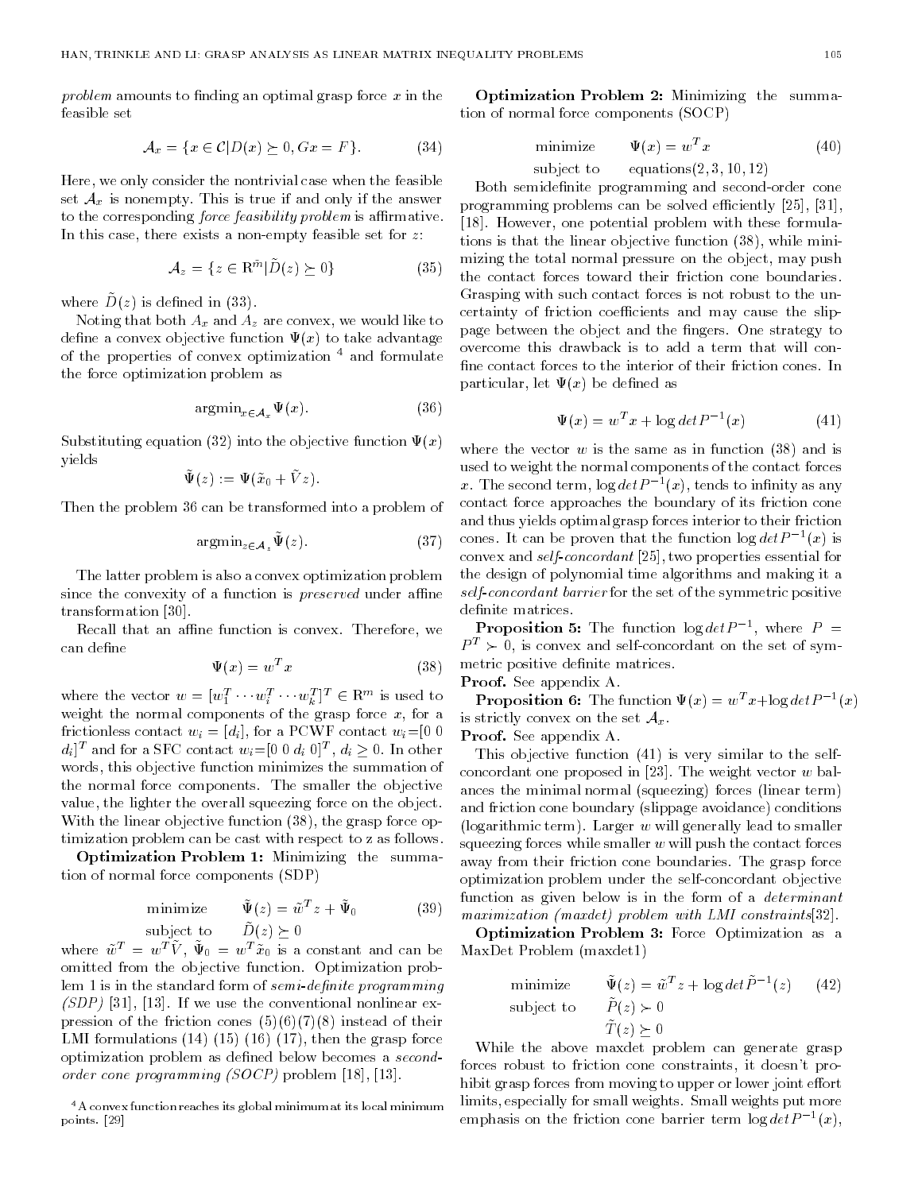*problem* amounts to finding an optimal grasp force $x$ in the feasible set

$$\mathcal{A}_x = \{x \in \mathcal{C} | D(x) \succeq 0, Gx = F\}. \tag{34}$$

Here, we only consider the nontrivial case when the feasible set $\mathcal{A}_x$ is nonempty. This is true if and only if the answer to the corresponding *force feasibility problem* is affirmative. In this case, there exists a non-empty feasible set for $z$:

$$\mathcal{A}_z = \{z \in \mathrm{R}^{\tilde{m}} | \tilde{D}(z) \succeq 0\} \tag{35}$$

where $\tilde{D}(z)$ is defined in (33).

Noting that both $A_x$ and $A_z$ are convex, we would like to define a convex objective function $\Psi(x)$ to take advantage of the properties of convex optimization [4] and formulate the force optimization problem as

$$\mathrm{argmin}_{x \in \mathcal{A}_x} \Psi(x). \tag{36}$$

Substituting equation (32) into the objective function $\Psi(x)$ yields

$$\tilde{\Psi}(z) := \Psi(\tilde{x}_0 + \tilde{V} z).$$

Then the problem 36 can be transformed into a problem of

$$\mathrm{argmin}_{z \in \mathcal{A}_z} \tilde{\Psi}(z). \tag{37}$$

The latter problem is also a convex optimization problem since the convexity of a function is *preserved* under affine transformation [30].

Recall that an affine function is convex. Therefore, we can define

$$\Psi(x) = w^T x \tag{38}$$

where the vector $w = [w_1^T \cdots w_i^T \cdots w_k^T]^T \in \mathrm{R}^m$ is used to weight the normal components of the grasp force $x$, for a frictionless contact $w_i = [d_i]$, for a PCWF contact $w_i = [0\ 0\ d_i]^T$ and for a SFC contact $w_i = [0\ 0\ d_i\ 0]^T$, $d_i \geq 0$. In other words, this objective function minimizes the summation of the normal force components. The smaller the objective value, the lighter the overall squeezing force on the object. With the linear objective function (38), the grasp force optimization problem can be cast with respect to z as follows.

**Optimization Problem 1:** Minimizing the summation of normal force components (SDP)

$$\begin{array}{ll} \text{minimize} & \tilde{\Psi}(z) = \tilde{w}^T z + \tilde{\Psi}_0 \\ \text{subject to} & \tilde{D}(z) \succeq 0 \end{array} \tag{39}$$

where $\tilde{w}^T = w^T \tilde{V}$, $\tilde{\Psi}_0 = w^T \tilde{x}_0$ is a constant and can be omitted from the objective function. Optimization problem 1 is in the standard form of *semi-definite programming (SDP)* [31], [13]. If we use the conventional nonlinear expression of the friction cones (5)(6)(7)(8) instead of their LMI formulations (14) (15) (16) (17), then the grasp force optimization problem as defined below becomes a *second-order cone programming (SOCP)* problem [18], [13].

[4] A convex function reaches its global minimum at its local minimum points. [29]

**Optimization Problem 2:** Minimizing the summation of normal force components (SOCP)

$$\begin{array}{ll} \text{minimize} & \Psi(x) = w^T x \\ \text{subject to} & \text{equations}(2, 3, 10, 12) \end{array} \tag{40}$$

Both semidefinite programming and second-order cone programming problems can be solved efficiently [25], [31], [18]. However, one potential problem with these formulations is that the linear objective function (38), while minimizing the total normal pressure on the object, may push the contact forces toward their friction cone boundaries. Grasping with such contact forces is not robust to the uncertainty of friction coefficients and may cause the slippage between the object and the fingers. One strategy to overcome this drawback is to add a term that will confine contact forces to the interior of their friction cones. In particular, let $\Psi(x)$ be defined as

$$\Psi(x) = w^T x + \log \det P^{-1}(x) \tag{41}$$

where the vector $w$ is the same as in function (38) and is used to weight the normal components of the contact forces $x$. The second term, $\log \det P^{-1}(x)$, tends to infinity as any contact force approaches the boundary of its friction cone and thus yields optimal grasp forces interior to their friction cones. It can be proven that the function $\log \det P^{-1}(x)$ is convex and *self-concordant* [25], two properties essential for the design of polynomial time algorithms and making it a *self-concordant barrier* for the set of the symmetric positive definite matrices.

**Proposition 5:** The function $\log \det P^{-1}$, where $P = P^T \succ 0$, is convex and self-concordant on the set of symmetric positive definite matrices.

**Proof.** See appendix A.

**Proposition 6:** The function $\Psi(x) = w^T x + \log \det P^{-1}(x)$ is strictly convex on the set $\mathcal{A}_x$.

**Proof.** See appendix A.

This objective function (41) is very similar to the self-concordant one proposed in [23]. The weight vector $w$ balances the minimal normal (squeezing) forces (linear term) and friction cone boundary (slippage avoidance) conditions (logarithmic term). Larger $w$ will generally lead to smaller squeezing forces while smaller $w$ will push the contact forces away from their friction cone boundaries. The grasp force optimization problem under the self-concordant objective function as given below is in the form of a *determinant maximization (maxdet) problem with LMI constraints*[32].

**Optimization Problem 3:** Force Optimization as a MaxDet Problem (maxdet1)

$$\begin{array}{ll} \text{minimize} & \tilde{\Psi}(z) = \tilde{w}^T z + \log \det \tilde{P}^{-1}(z) \\ \text{subject to} & \tilde{P}(z) \succ 0 \\ & \tilde{T}(z) \succeq 0 \end{array} \tag{42}$$

While the above maxdet problem can generate grasp forces robust to friction cone constraints, it doesn't prohibit grasp forces from moving to upper or lower joint effort limits, especially for small weights. Small weights put more emphasis on the friction cone barrier term $\log \det P^{-1}(x)$,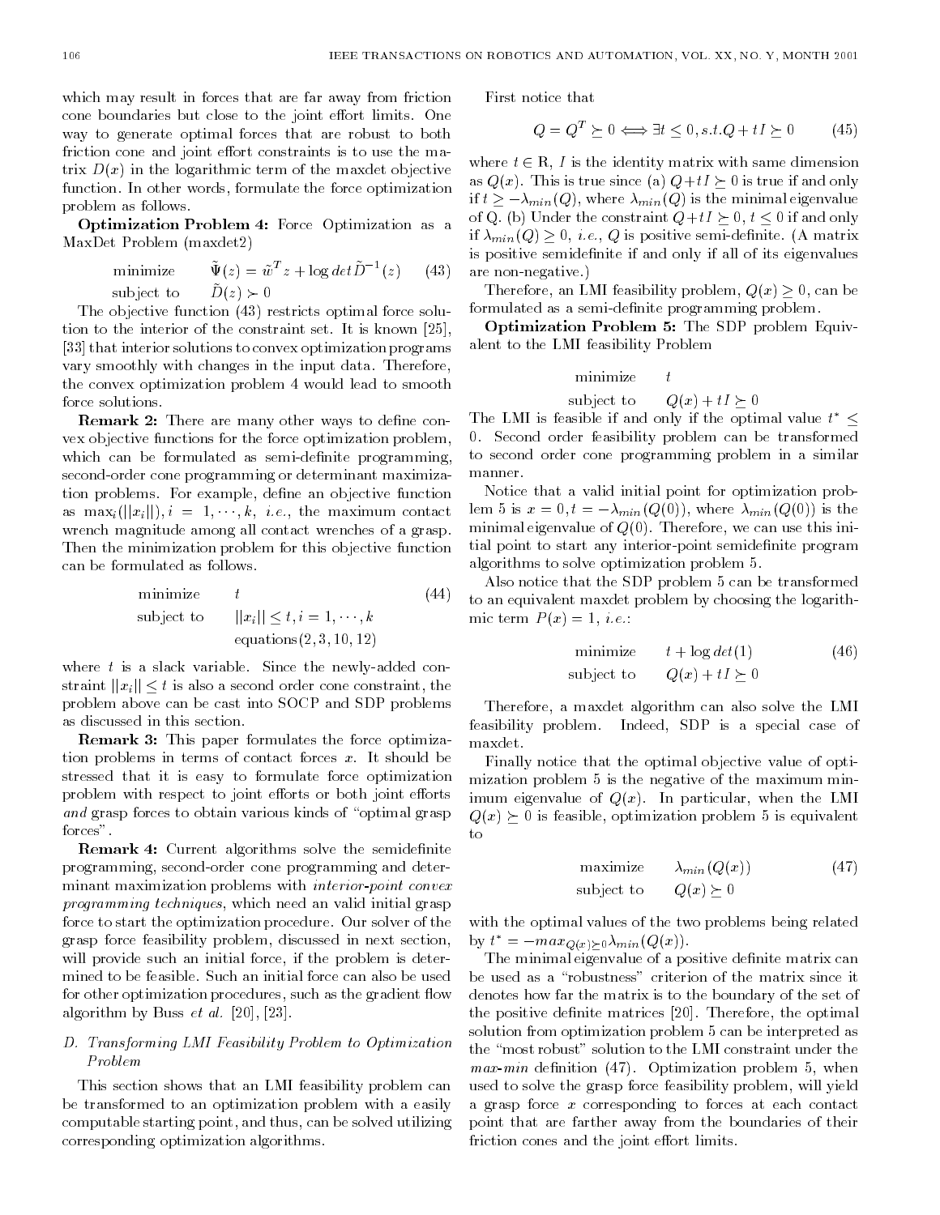which may result in forces that are far away from friction cone boundaries but close to the joint effort limits. One way to generate optimal forces that are robust to both friction cone and joint effort constraints is to use the matrix $D(x)$ in the logarithmic term of the maxdet objective function. In other words, formulate the force optimization problem as follows.

**Optimization Problem 4:** Force Optimization as a MaxDet Problem (maxdet2)

$$\begin{aligned} \text{minimize} \quad & \tilde{\Psi}(z) = \tilde{w}^T z + \log det \tilde{D}^{-1}(z) \quad (43) \\ \text{subject to} \quad & \tilde{D}(z) \succ 0 \end{aligned}$$

The objective function (43) restricts optimal force solution to the interior of the constraint set. It is known [25], [33] that interior solutions to convex optimization programs vary smoothly with changes in the input data. Therefore, the convex optimization problem 4 would lead to smooth force solutions.

**Remark 2:** There are many other ways to define convex objective functions for the force optimization problem, which can be formulated as semi-definite programming, second-order cone programming or determinant maximization problems. For example, define an objective function as $\max_i(||x_i||), i = 1, \cdots, k$, *i.e.*, the maximum contact wrench magnitude among all contact wrenches of a grasp. Then the minimization problem for this objective function can be formulated as follows.

$$\begin{aligned} \text{minimize} \quad & t \quad (44) \\ \text{subject to} \quad & ||x_i|| \leq t, i = 1, \cdots, k \\ & \text{equations}(2, 3, 10, 12) \end{aligned}$$

where $t$ is a slack variable. Since the newly-added constraint $||x_i|| \leq t$ is also a second order cone constraint, the problem above can be cast into SOCP and SDP problems as discussed in this section.

**Remark 3:** This paper formulates the force optimization problems in terms of contact forces $x$. It should be stressed that it is easy to formulate force optimization problem with respect to joint efforts or both joint efforts *and* grasp forces to obtain various kinds of "optimal grasp forces".

**Remark 4:** Current algorithms solve the semidefinite programming, second-order cone programming and determinant maximization problems with *interior-point convex programming techniques*, which need an valid initial grasp force to start the optimization procedure. Our solver of the grasp force feasibility problem, discussed in next section, will provide such an initial force, if the problem is determined to be feasible. Such an initial force can also be used for other optimization procedures, such as the gradient flow algorithm by Buss *et al.* [20], [23].

### D. Transforming LMI Feasibility Problem to Optimization Problem

This section shows that an LMI feasibility problem can be transformed to an optimization problem with a easily computable starting point, and thus, can be solved utilizing corresponding optimization algorithms.

First notice that

$$Q = Q^T \succeq 0 \Longleftrightarrow \exists t \leq 0, s.t. Q + tI \succeq 0 \quad (45)$$

where $t \in \mathrm{R}$, $I$ is the identity matrix with same dimension as $Q(x)$. This is true since (a) $Q + tI \succeq 0$ is true if and only if $t \geq -\lambda_{min}(Q)$, where $\lambda_{min}(Q)$ is the minimal eigenvalue of Q. (b) Under the constraint $Q + tI \succeq 0$, $t \leq 0$ if and only if $\lambda_{min}(Q) \geq 0$, *i.e.*, $Q$ is positive semi-definite. (A matrix is positive semidefinite if and only if all of its eigenvalues are non-negative.)

Therefore, an LMI feasibility problem, $Q(x) \geq 0$, can be formulated as a semi-definite programming problem.

**Optimization Problem 5:** The SDP problem Equivalent to the LMI feasibility Problem

$$\begin{aligned} \text{minimize} \quad & t \\ \text{subject to} \quad & Q(x) + tI \succeq 0 \end{aligned}$$

The LMI is feasible if and only if the optimal value $t^* \leq 0$. Second order feasibility problem can be transformed to second order cone programming problem in a similar manner.

Notice that a valid initial point for optimization problem 5 is $x = 0, t = -\lambda_{min}(Q(0))$, where $\lambda_{min}(Q(0))$ is the minimal eigenvalue of $Q(0)$. Therefore, we can use this initial point to start any interior-point semidefinite program algorithms to solve optimization problem 5.

Also notice that the SDP problem 5 can be transformed to an equivalent maxdet problem by choosing the logarithmic term $P(x) = 1$, *i.e.*:

$$\begin{aligned} \text{minimize} \quad & t + \log det(1) \quad (46) \\ \text{subject to} \quad & Q(x) + tI \succeq 0 \end{aligned}$$

Therefore, a maxdet algorithm can also solve the LMI feasibility problem. Indeed, SDP is a special case of maxdet.

Finally notice that the optimal objective value of optimization problem 5 is the negative of the maximum minimum eigenvalue of $Q(x)$. In particular, when the LMI $Q(x) \succeq 0$ is feasible, optimization problem 5 is equivalent to

$$\begin{aligned} \text{maximize} \quad & \lambda_{min}(Q(x)) \quad (47) \\ \text{subject to} \quad & Q(x) \succeq 0 \end{aligned}$$

with the optimal values of the two problems being related by $t^* = -max_{Q(x) \succeq 0} \lambda_{min}(Q(x))$.

The minimal eigenvalue of a positive definite matrix can be used as a "robustness" criterion of the matrix since it denotes how far the matrix is to the boundary of the set of the positive definite matrices [20]. Therefore, the optimal solution from optimization problem 5 can be interpreted as the "most robust" solution to the LMI constraint under the *max-min* definition (47). Optimization problem 5, when used to solve the grasp force feasibility problem, will yield a grasp force $x$ corresponding to forces at each contact point that are farther away from the boundaries of their friction cones and the joint effort limits.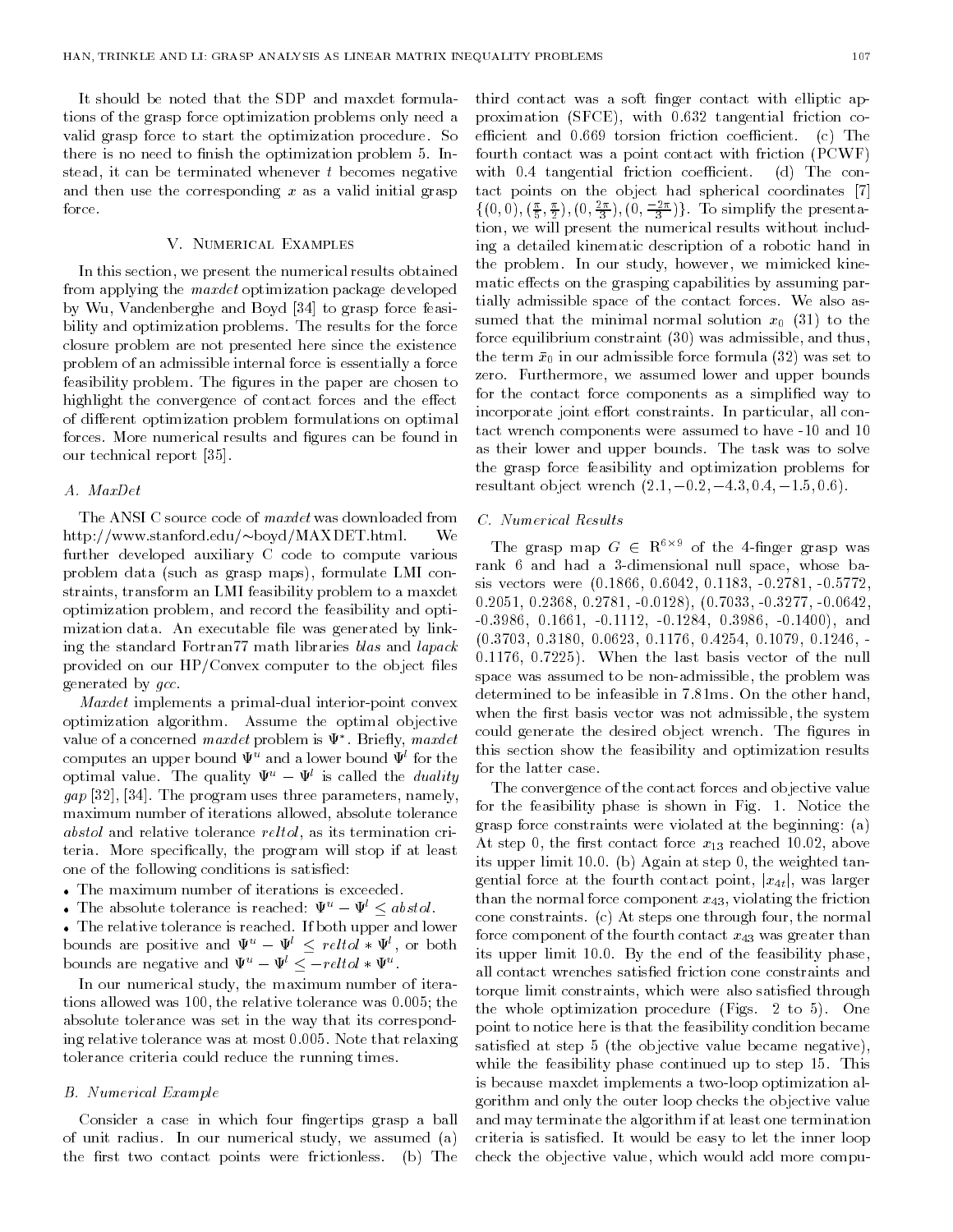It should be noted that the SDP and maxdet formulations of the grasp force optimization problems only need a valid grasp force to start the optimization procedure. So there is no need to finish the optimization problem 5. Instead, it can be terminated whenever $t$ becomes negative and then use the corresponding $x$ as a valid initial grasp force.

## V. Numerical Examples

In this section, we present the numerical results obtained from applying the *maxdet* optimization package developed by Wu, Vandenberghe and Boyd [34] to grasp force feasibility and optimization problems. The results for the force closure problem are not presented here since the existence problem of an admissible internal force is essentially a force feasibility problem. The figures in the paper are chosen to highlight the convergence of contact forces and the effect of different optimization problem formulations on optimal forces. More numerical results and figures can be found in our technical report [35].

### A. MaxDet

The ANSI C source code of *maxdet* was downloaded from http://www.stanford.edu/~boyd/MAXDET.html. We further developed auxiliary C code to compute various problem data (such as grasp maps), formulate LMI constraints, transform an LMI feasibility problem to a maxdet optimization problem, and record the feasibility and optimization data. An executable file was generated by linking the standard Fortran77 math libraries *blas* and *lapack* provided on our HP/Convex computer to the object files generated by *gcc*.

*Maxdet* implements a primal-dual interior-point convex optimization algorithm. Assume the optimal objective value of a concerned *maxdet* problem is $\Psi^*$. Briefly, *maxdet* computes an upper bound $\Psi^u$ and a lower bound $\Psi^l$ for the optimal value. The quality $\Psi^u - \Psi^l$ is called the *duality gap* [32], [34]. The program uses three parameters, namely, maximum number of iterations allowed, absolute tolerance *abstol* and relative tolerance *reltol*, as its termination criteria. More specifically, the program will stop if at least one of the following conditions is satisfied:

- The maximum number of iterations is exceeded.
- The absolute tolerance is reached: $\Psi^u - \Psi^l \leq abstol$.
- The relative tolerance is reached. If both upper and lower bounds are positive and $\Psi^u - \Psi^l \leq reltol * \Psi^l$, or both bounds are negative and $\Psi^u - \Psi^l \leq -reltol * \Psi^u$.

In our numerical study, the maximum number of iterations allowed was 100, the relative tolerance was 0.005; the absolute tolerance was set in the way that its corresponding relative tolerance was at most 0.005. Note that relaxing tolerance criteria could reduce the running times.

### B. Numerical Example

Consider a case in which four fingertips grasp a ball of unit radius. In our numerical study, we assumed (a) the first two contact points were frictionless. (b) The third contact was a soft finger contact with elliptic approximation (SFCE), with 0.632 tangential friction coefficient and 0.669 torsion friction coefficient. (c) The fourth contact was a point contact with friction (PCWF) with 0.4 tangential friction coefficient. (d) The contact points on the object had spherical coordinates [7] $\{(0,0), (\frac{\pi}{5}, \frac{\pi}{2}), (0, \frac{2\pi}{3}), (0, \frac{-2\pi}{3})\}$. To simplify the presentation, we will present the numerical results without including a detailed kinematic description of a robotic hand in the problem. In our study, however, we mimicked kinematic effects on the grasping capabilities by assuming partially admissible space of the contact forces. We also assumed that the minimal normal solution $x_0$ (31) to the force equilibrium constraint (30) was admissible, and thus, the term $\bar{x}_0$ in our admissible force formula (32) was set to zero. Furthermore, we assumed lower and upper bounds for the contact force components as a simplified way to incorporate joint effort constraints. In particular, all contact wrench components were assumed to have -10 and 10 as their lower and upper bounds. The task was to solve the grasp force feasibility and optimization problems for resultant object wrench $(2.1, -0.2, -4.3, 0.4, -1.5, 0.6)$.

### C. Numerical Results

The grasp map $G \in \mathbb{R}^{6\times 9}$ of the 4-finger grasp was rank 6 and had a 3-dimensional null space, whose basis vectors were (0.1866, 0.6042, 0.1183, -0.2781, -0.5772, 0.2051, 0.2368, 0.2781, -0.0128), (0.7033, -0.3277, -0.0642, -0.3986, 0.1661, -0.1112, -0.1284, 0.3986, -0.1400), and (0.3703, 0.3180, 0.0623, 0.1176, 0.4254, 0.1079, 0.1246, -0.1176, 0.7225). When the last basis vector of the null space was assumed to be non-admissible, the problem was determined to be infeasible in 7.81ms. On the other hand, when the first basis vector was not admissible, the system could generate the desired object wrench. The figures in this section show the feasibility and optimization results for the latter case.

The convergence of the contact forces and objective value for the feasibility phase is shown in Fig. 1. Notice the grasp force constraints were violated at the beginning: (a) At step 0, the first contact force $x_{13}$ reached 10.02, above its upper limit 10.0. (b) Again at step 0, the weighted tangential force at the fourth contact point, $|x_{4t}|$, was larger than the normal force component $x_{43}$, violating the friction cone constraints. (c) At steps one through four, the normal force component of the fourth contact $x_{43}$ was greater than its upper limit 10.0. By the end of the feasibility phase, all contact wrenches satisfied friction cone constraints and torque limit constraints, which were also satisfied through the whole optimization procedure (Figs. 2 to 5). One point to notice here is that the feasibility condition became satisfied at step 5 (the objective value became negative), while the feasibility phase continued up to step 15. This is because maxdet implements a two-loop optimization algorithm and only the outer loop checks the objective value and may terminate the algorithm if at least one termination criteria is satisfied. It would be easy to let the inner loop check the objective value, which would add more compu-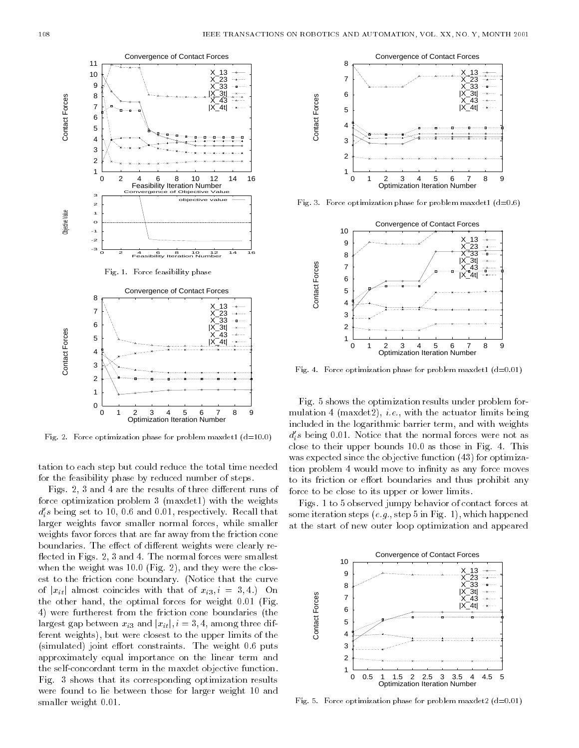Fig. 1. Force feasibility phase

Fig. 2. Force optimization phase for problem maxdet1 (d=10.0)

tation to each step but could reduce the total time needed for the feasibility phase by reduced number of steps.

Figs. 2, 3 and 4 are the results of three different runs of force optimization problem 3 (maxdet1) with the weights $d_i'$s being set to 10, 0.6 and 0.01, respectively. Recall that larger weights favor smaller normal forces, while smaller weights favor forces that are far away from the friction cone boundaries. The effect of different weights were clearly reflected in Figs. 2, 3 and 4. The normal forces were smallest when the weight was 10.0 (Fig. 2), and they were the closest to the friction cone boundary. (Notice that the curve of $|x_{it}|$ almost coincides with that of $x_{i3}, i = 3, 4$.) On the other hand, the optimal forces for weight 0.01 (Fig. 4) were furtherest from the friction cone boundaries (the largest gap between $x_{i3}$ and $|x_{it}|, i = 3, 4$, among three different weights), but were closest to the upper limits of the (simulated) joint effort constraints. The weight 0.6 puts approximately equal importance on the linear term and the self-concordant term in the maxdet objective function. Fig. 3 shows that its corresponding optimization results were found to lie between those for larger weight 10 and smaller weight 0.01.

Fig. 3. Force optimization phase for problem maxdet1 (d=0.6)

Fig. 4. Force optimization phase for problem maxdet1 (d=0.01)

Fig. 5 shows the optimization results under problem formulation 4 (maxdet2), *i.e.*, with the actuator limits being included in the logarithmic barrier term, and with weights $d_i'$s being 0.01. Notice that the normal forces were not as close to their upper bounds 10.0 as those in Fig. 4. This was expected since the objective function (43) for optimization problem 4 would move to infinity as any force moves to its friction or effort boundaries and thus prohibit any force to be close to its upper or lower limits.

Figs. 1 to 5 observed jumpy behavior of contact forces at some iteration steps (*e.g.*, step 5 in Fig. 1), which happened at the start of new outer loop optimization and appeared

Fig. 5. Force optimization phase for problem maxdet2 (d=0.01)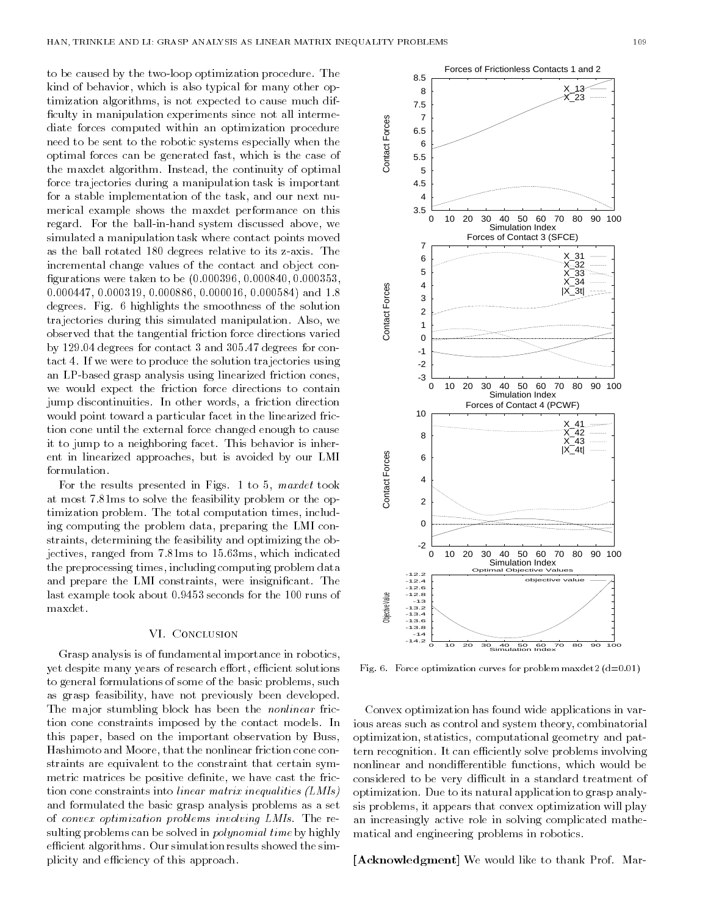to be caused by the two-loop optimization procedure. The kind of behavior, which is also typical for many other optimization algorithms, is not expected to cause much difficulty in manipulation experiments since not all intermediate forces computed within an optimization procedure need to be sent to the robotic systems especially when the optimal forces can be generated fast, which is the case of the maxdet algorithm. Instead, the continuity of optimal force trajectories during a manipulation task is important for a stable implementation of the task, and our next numerical example shows the maxdet performance on this regard. For the ball-in-hand system discussed above, we simulated a manipulation task where contact points moved as the ball rotated 180 degrees relative to its z-axis. The incremental change values of the contact and object configurations were taken to be (0.000396, 0.000840, 0.000353, 0.000447, 0.000319, 0.000886, 0.000016, 0.000584) and 1.8 degrees. Fig. 6 highlights the smoothness of the solution trajectories during this simulated manipulation. Also, we observed that the tangential friction force directions varied by 129.04 degrees for contact 3 and 305.47 degrees for contact 4. If we were to produce the solution trajectories using an LP-based grasp analysis using linearized friction cones, we would expect the friction force directions to contain jump discontinuities. In other words, a friction direction would point toward a particular facet in the linearized friction cone until the external force changed enough to cause it to jump to a neighboring facet. This behavior is inherent in linearized approaches, but is avoided by our LMI formulation.

For the results presented in Figs. 1 to 5, *maxdet* took at most 7.81ms to solve the feasibility problem or the optimization problem. The total computation times, including computing the problem data, preparing the LMI constraints, determining the feasibility and optimizing the objectives, ranged from 7.81ms to 15.63ms, which indicated the preprocessing times, including computing problem data and prepare the LMI constraints, were insignificant. The last example took about 0.9453 seconds for the 100 runs of maxdet.

## VI. Conclusion

Grasp analysis is of fundamental importance in robotics, yet despite many years of research effort, efficient solutions to general formulations of some of the basic problems, such as grasp feasibility, have not previously been developed. The major stumbling block has been the *nonlinear* friction cone constraints imposed by the contact models. In this paper, based on the important observation by Buss, Hashimoto and Moore, that the nonlinear friction cone constraints are equivalent to the constraint that certain symmetric matrices be positive definite, we have cast the friction cone constraints into *linear matrix inequalities (LMIs)* and formulated the basic grasp analysis problems as a set of *convex optimization problems involving LMIs*. The resulting problems can be solved in *polynomial time* by highly efficient algorithms. Our simulation results showed the simplicity and efficiency of this approach.

Fig. 6. Force optimization curves for problem maxdet2 (d=0.01)

Convex optimization has found wide applications in various areas such as control and system theory, combinatorial optimization, statistics, computational geometry and pattern recognition. It can efficiently solve problems involving nonlinear and nondifferentible functions, which would be considered to be very difficult in a standard treatment of optimization. Due to its natural application to grasp analysis problems, it appears that convex optimization will play an increasingly active role in solving complicated mathematical and engineering problems in robotics.

**[Acknowledgment]** We would like to thank Prof. Mar-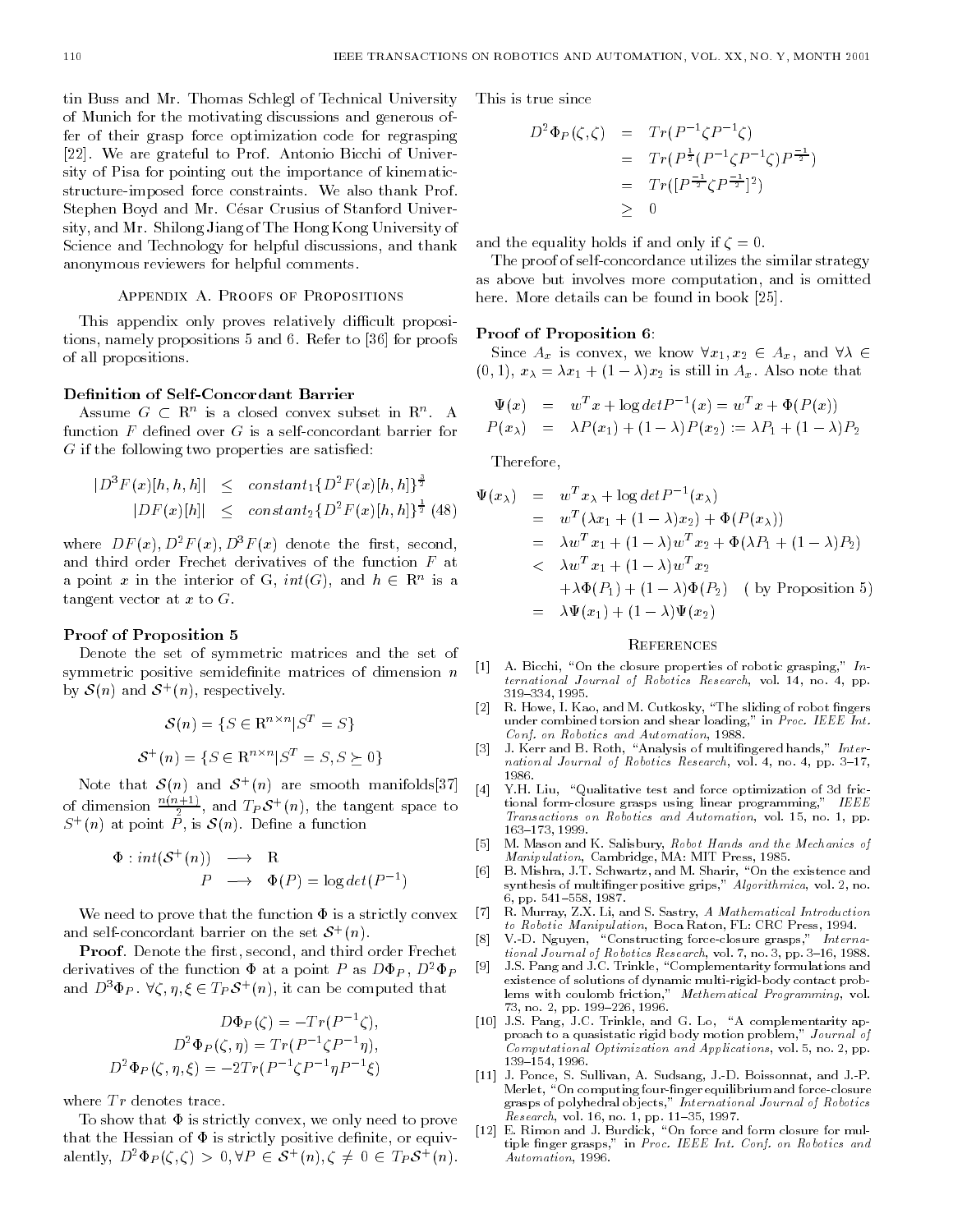tin Buss and Mr. Thomas Schlegl of Technical University of Munich for the motivating discussions and generous offer of their grasp force optimization code for regrasping [22]. We are grateful to Prof. Antonio Bicchi of University of Pisa for pointing out the importance of kinematic-structure-imposed force constraints. We also thank Prof. Stephen Boyd and Mr. César Crusius of Stanford University, and Mr. Shilong Jiang of The Hong Kong University of Science and Technology for helpful discussions, and thank anonymous reviewers for helpful comments.

## Appendix A. Proofs of Propositions

This appendix only proves relatively difficult propositions, namely propositions 5 and 6. Refer to [36] for proofs of all propositions.

### Definition of Self-Concordant Barrier

Assume $G \subset \mathrm{R}^n$ is a closed convex subset in $\mathrm{R}^n$. A function $F$ defined over $G$ is a self-concordant barrier for $G$ if the following two properties are satisfied:

$$
\begin{aligned}
|D^3 F(x)[h,h,h]| &\leq constant_1 \{D^2 F(x)[h,h]\}^{\frac{3}{2}} \\
|DF(x)[h]| &\leq constant_2 \{D^2 F(x)[h,h]\}^{\frac{1}{2}} \quad (48)
\end{aligned}
$$

where $DF(x), D^2F(x), D^3F(x)$ denote the first, second, and third order Frechet derivatives of the function $F$ at a point $x$ in the interior of G, $int(G)$, and $h \in \mathrm{R}^n$ is a tangent vector at $x$ to $G$.

### Proof of Proposition 5

Denote the set of symmetric matrices and the set of symmetric positive semidefinite matrices of dimension $n$ by $\mathcal{S}(n)$ and $\mathcal{S}^+(n)$, respectively.

$$
\mathcal{S}(n) = \{S \in \mathrm{R}^{n\times n} | S^T = S\}
$$

$$
\mathcal{S}^+(n) = \{S \in \mathrm{R}^{n\times n} | S^T = S, S \succeq 0\}
$$

Note that $\mathcal{S}(n)$ and $\mathcal{S}^+(n)$ are smooth manifolds[37] of dimension $\frac{n(n+1)}{2}$, and $T_P\mathcal{S}^+(n)$, the tangent space to $S^+(n)$ at point $P$, is $\mathcal{S}(n)$. Define a function

$$
\begin{aligned}
\Phi : int(\mathcal{S}^+(n)) &\longrightarrow \mathrm{R} \\
P &\longrightarrow \Phi(P) = \log det(P^{-1})
\end{aligned}
$$

We need to prove that the function $\Phi$ is a strictly convex and self-concordant barrier on the set $\mathcal{S}^+(n)$.

**Proof**. Denote the first, second, and third order Frechet derivatives of the function $\Phi$ at a point $P$ as $D\Phi_P$, $D^2\Phi_P$ and $D^3\Phi_P$. $\forall \zeta, \eta, \xi \in T_P\mathcal{S}^+(n)$, it can be computed that

$$
\begin{aligned}
D\Phi_P(\zeta) &= -Tr(P^{-1}\zeta), \\
D^2\Phi_P(\zeta,\eta) &= Tr(P^{-1}\zeta P^{-1}\eta), \\
D^2\Phi_P(\zeta,\eta,\xi) &= -2Tr(P^{-1}\zeta P^{-1}\eta P^{-1}\xi)
\end{aligned}
$$

where $Tr$ denotes trace.

To show that $\Phi$ is strictly convex, we only need to prove that the Hessian of $\Phi$ is strictly positive definite, or equivalently, $D^2\Phi_P(\zeta,\zeta) > 0, \forall P \in \mathcal{S}^+(n), \zeta \neq 0 \in T_P\mathcal{S}^+(n)$. This is true since

$$
\begin{aligned}
D^2\Phi_P(\zeta,\zeta) &= Tr(P^{-1}\zeta P^{-1}\zeta) \\
&= Tr(P^{\frac{1}{2}}(P^{-1}\zeta P^{-1}\zeta)P^{\frac{-1}{2}}) \\
&= Tr([P^{\frac{-1}{2}}\zeta P^{\frac{-1}{2}}]^2) \\
&\geq 0
\end{aligned}
$$

and the equality holds if and only if $\zeta = 0$.

The proof of self-concordance utilizes the similar strategy as above but involves more computation, and is omitted here. More details can be found in book [25].

### Proof of Proposition 6:

Since $A_x$ is convex, we know $\forall x_1, x_2 \in A_x$, and $\forall \lambda \in (0,1)$, $x_\lambda = \lambda x_1 + (1-\lambda)x_2$ is still in $A_x$. Also note that

$$
\begin{aligned}
\Psi(x) &= w^T x + \log det P^{-1}(x) = w^T x + \Phi(P(x)) \\
P(x_\lambda) &= \lambda P(x_1) + (1-\lambda)P(x_2) := \lambda P_1 + (1-\lambda)P_2
\end{aligned}
$$

Therefore,

$$
\begin{aligned}
\Psi(x_\lambda) &= w^T x_\lambda + \log det P^{-1}(x_\lambda) \\
&= w^T(\lambda x_1 + (1-\lambda)x_2) + \Phi(P(x_\lambda)) \\
&= \lambda w^T x_1 + (1-\lambda) w^T x_2 + \Phi(\lambda P_1 + (1-\lambda)P_2) \\
&< \lambda w^T x_1 + (1-\lambda) w^T x_2 \\
&\quad + \lambda\Phi(P_1) + (1-\lambda)\Phi(P_2) \quad (\text{ by Proposition 5}) \\
&= \lambda\Psi(x_1) + (1-\lambda)\Psi(x_2)
\end{aligned}
$$

## References

[1] A. Bicchi, "On the closure properties of robotic grasping," *International Journal of Robotics Research*, vol. 14, no. 4, pp. 319–334, 1995.

[2] R. Howe, I. Kao, and M. Cutkosky, "The sliding of robot fingers under combined torsion and shear loading," in *Proc. IEEE Int. Conf. on Robotics and Automation*, 1988.

[3] J. Kerr and B. Roth, "Analysis of multifingered hands," *International Journal of Robotics Research*, vol. 4, no. 4, pp. 3–17, 1986.

[4] Y.H. Liu, "Qualitative test and force optimization of 3d frictional form-closure grasps using linear programming," *IEEE Transactions on Robotics and Automation*, vol. 15, no. 1, pp. 163–173, 1999.

[5] M. Mason and K. Salisbury, *Robot Hands and the Mechanics of Manipulation*, Cambridge, MA: MIT Press, 1985.

[6] B. Mishra, J.T. Schwartz, and M. Sharir, "On the existence and synthesis of multifinger positive grips," *Algorithmica*, vol. 2, no. 6, pp. 541–558, 1987.

[7] R. Murray, Z.X. Li, and S. Sastry, *A Mathematical Introduction to Robotic Manipulation*, Boca Raton, FL: CRC Press, 1994.

[8] V.-D. Nguyen, "Constructing force-closure grasps," *International Journal of Robotics Research*, vol. 7, no. 3, pp. 3–16, 1988.

[9] J.S. Pang and J.C. Trinkle, "Complementarity formulations and existence of solutions of dynamic multi-rigid-body contact problems with coulomb friction," *Methematical Programming*, vol. 73, no. 2, pp. 199–226, 1996.

[10] J.S. Pang, J.C. Trinkle, and G. Lo, "A complementarity approach to a quasistatic rigid body motion problem," *Journal of Computational Optimization and Applications*, vol. 5, no. 2, pp. 139–154, 1996.

[11] J. Ponce, S. Sullivan, A. Sudsang, J.-D. Boissonnat, and J.-P. Merlet, "On computing four-finger equilibrium and force-closure grasps of polyhedral objects," *International Journal of Robotics Research*, vol. 16, no. 1, pp. 11–35, 1997.

[12] E. Rimon and J. Burdick, "On force and form closure for multiple finger grasps," in *Proc. IEEE Int. Conf. on Robotics and Automation*, 1996.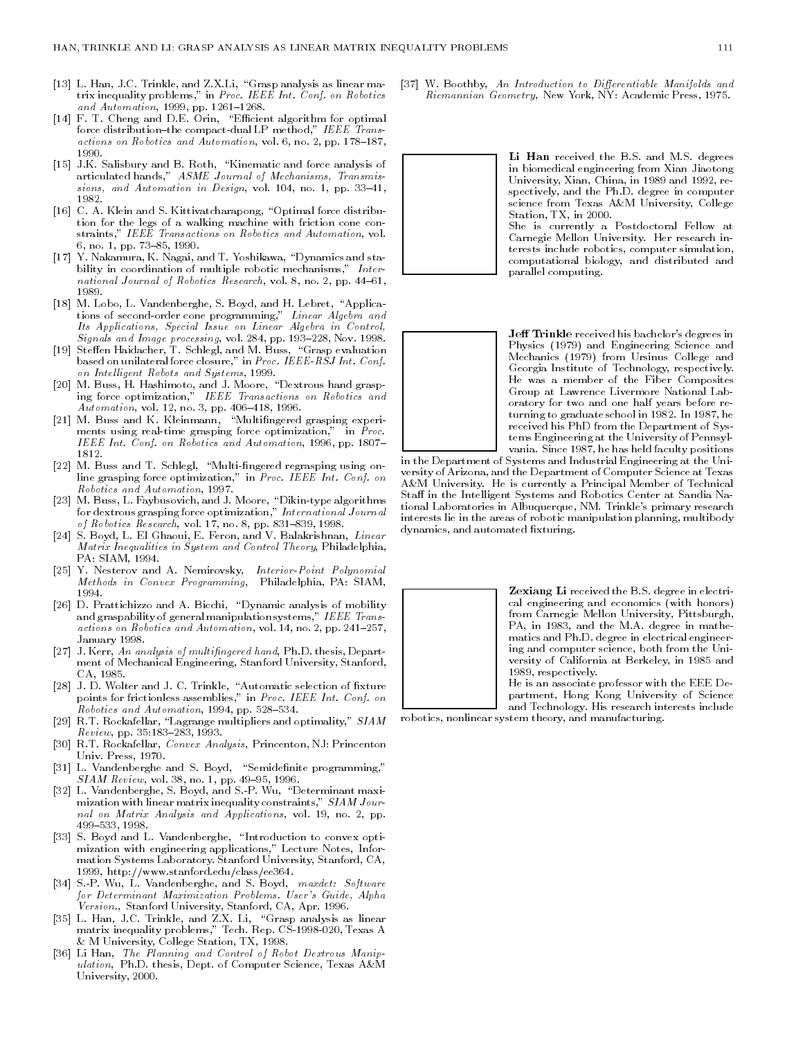[13] L. Han, J.C. Trinkle, and Z.X.Li, "Grasp analysis as linear matrix inequality problems," in *Proc. IEEE Int. Conf. on Robotics and Automation*, 1999, pp. 1261–1268.

[14] F. T. Cheng and D.E. Orin, "Efficient algorithm for optimal force distribution–the compact-dual LP method," *IEEE Transactions on Robotics and Automation*, vol. 6, no. 2, pp. 178–187, 1990.

[15] J.K. Salisbury and B. Roth, "Kinematic and force analysis of articulated hands," *ASME Journal of Mechanisms, Transmissions, and Automation in Design*, vol. 104, no. 1, pp. 33–41, 1982.

[16] C. A. Klein and S. Kittivatcharapong, "Optimal force distribution for the legs of a walking machine with friction cone constraints," *IEEE Transactions on Robotics and Automation*, vol. 6, no. 1, pp. 73–85, 1990.

[17] Y. Nakamura, K. Nagai, and T. Yoshikawa, "Dynamics and stability in coordination of multiple robotic mechanisms," *International Journal of Robotics Research*, vol. 8, no. 2, pp. 44–61, 1989.

[18] M. Lobo, L. Vandenberghe, S. Boyd, and H. Lebret, "Applications of second-order cone programming," *Linear Algebra and Its Applications, Special Issue on Linear Algebra in Control, Signals and Image processing*, vol. 284, pp. 193–228, Nov. 1998.

[19] Steffen Haidacher, T. Schlegl, and M. Buss, "Grasp evaluation based on unilateral force closure," in *Proc. IEEE-RSJ Int. Conf. on Intelligent Robots and Systems*, 1999.

[20] M. Buss, H. Hashimoto, and J. Moore, "Dextrous hand grasping force optimization," *IEEE Transactions on Robotics and Automation*, vol. 12, no. 3, pp. 406–418, 1996.

[21] M. Buss and K. Kleinmann, "Multifingered grasping experiments using real-time grasping force optimization," in *Proc. IEEE Int. Conf. on Robotics and Automation*, 1996, pp. 1807–1812.

[22] M. Buss and T. Schlegl, "Multi-fingered regrasping using online grasping force optimization," in *Proc. IEEE Int. Conf. on Robotics and Automation*, 1997.

[23] M. Buss, L. Faybusovich, and J. Moore, "Dikin-type algorithms for dextrous grasping force optimization," *International Journal of Robotics Research*, vol. 17, no. 8, pp. 831–839, 1998.

[24] S. Boyd, L. El Ghaoui, E. Feron, and V. Balakrishnan, *Linear Matrix Inequalities in System and Control Theory*, Philadelphia, PA: SIAM, 1994.

[25] Y. Nesterov and A. Nemirovsky, *Interior-Point Polynomial Methods in Convex Programming*, Philadelphia, PA: SIAM, 1994.

[26] D. Prattichizzo and A. Bicchi, "Dynamic analysis of mobility and graspability of general manipulation systems," *IEEE Transactions on Robotics and Automation*, vol. 14, no. 2, pp. 241–257, January 1998.

[27] J. Kerr, *An analysis of multifingered hand*, Ph.D. thesis, Department of Mechanical Engineering, Stanford University, Stanford, CA, 1985.

[28] J. D. Wolter and J. C. Trinkle, "Automatic selection of fixture points for frictionless assemblies," in *Proc. IEEE Int. Conf. on Robotics and Automation*, 1994, pp. 528–534.

[29] R.T. Rockafellar, "Lagrange multipliers and optimality," *SIAM Review*, pp. 35:183–283, 1993.

[30] R.T. Rockafellar, *Convex Analysis*, Princenton, NJ: Princenton Univ. Press, 1970.

[31] L. Vandenberghe and S. Boyd, "Semidefinite programming," *SIAM Review*, vol. 38, no. 1, pp. 49–95, 1996.

[32] L. Vandenberghe, S. Boyd, and S.-P. Wu, "Determinant maximization with linear matrix inequality constraints," *SIAM Journal on Matrix Analysis and Applications*, vol. 19, no. 2, pp. 499–533, 1998.

[33] S. Boyd and L. Vandenberghe, "Introduction to convex optimization with engineering applications," Lecture Notes, Information Systems Laboratory. Stanford University, Stanford, CA, 1999, http://www.stanford.edu/class/ee364.

[34] S.-P. Wu, L. Vandenberghe, and S. Boyd, *maxdet: Software for Determinant Maximization Problems. User's Guide, Alpha Version.*, Stanford University, Stanford, CA, Apr. 1996.

[35] L. Han, J.C. Trinkle, and Z.X. Li, "Grasp analysis as linear matrix inequality problems," Tech. Rep. CS-1998-020, Texas A & M University, College Station, TX, 1998.

[36] Li Han, *The Planning and Control of Robot Dextrous Manipulation*, Ph.D. thesis, Dept. of Computer Science, Texas A&M University, 2000.

[37] W. Boothby, *An Introduction to Differentiable Manifolds and Riemannian Geometry*, New York, NY: Academic Press, 1975.

**Li Han** received the B.S. and M.S. degrees in biomedical engineering from Xian Jiaotong University, Xian, China, in 1989 and 1992, respectively, and the Ph.D. degree in computer science from Texas A&M University, College Station, TX, in 2000.
She is currently a Postdoctoral Fellow at Carnegie Mellon University. Her research interests include robotics, computer simulation, computational biology, and distributed and parallel computing.

**Jeff Trinkle** received his bachelor's degrees in Physics (1979) and Engineering Science and Mechanics (1979) from Ursinus College and Georgia Institute of Technology, respectively. He was a member of the Fiber Composites Group at Lawrence Livermore National Laboratory for two and one half years before returning to graduate school in 1982. In 1987, he received his PhD from the Department of Systems Engineering at the University of Pennsylvania. Since 1987, he has held faculty positions in the Department of Systems and Industrial Engineering at the University of Arizona, and the Department of Computer Science at Texas A&M University. He is currently a Principal Member of Technical Staff in the Intelligent Systems and Robotics Center at Sandia National Laboratories in Albuquerque, NM. Trinkle's primary research interests lie in the areas of robotic manipulation planning, multibody dynamics, and automated fixturing.

**Zexiang Li** received the B.S. degree in electrical engineering and economics (with honors) from Carnegie Mellon University, Pittsburgh, PA, in 1983, and the M.A. degree in mathematics and Ph.D. degree in electrical engineering and computer science, both from the University of California at Berkeley, in 1985 and 1989, respectively.
He is an associate professor with the EEE Department, Hong Kong University of Science and Technology. His research interests include robotics, nonlinear system theory, and manufacturing.